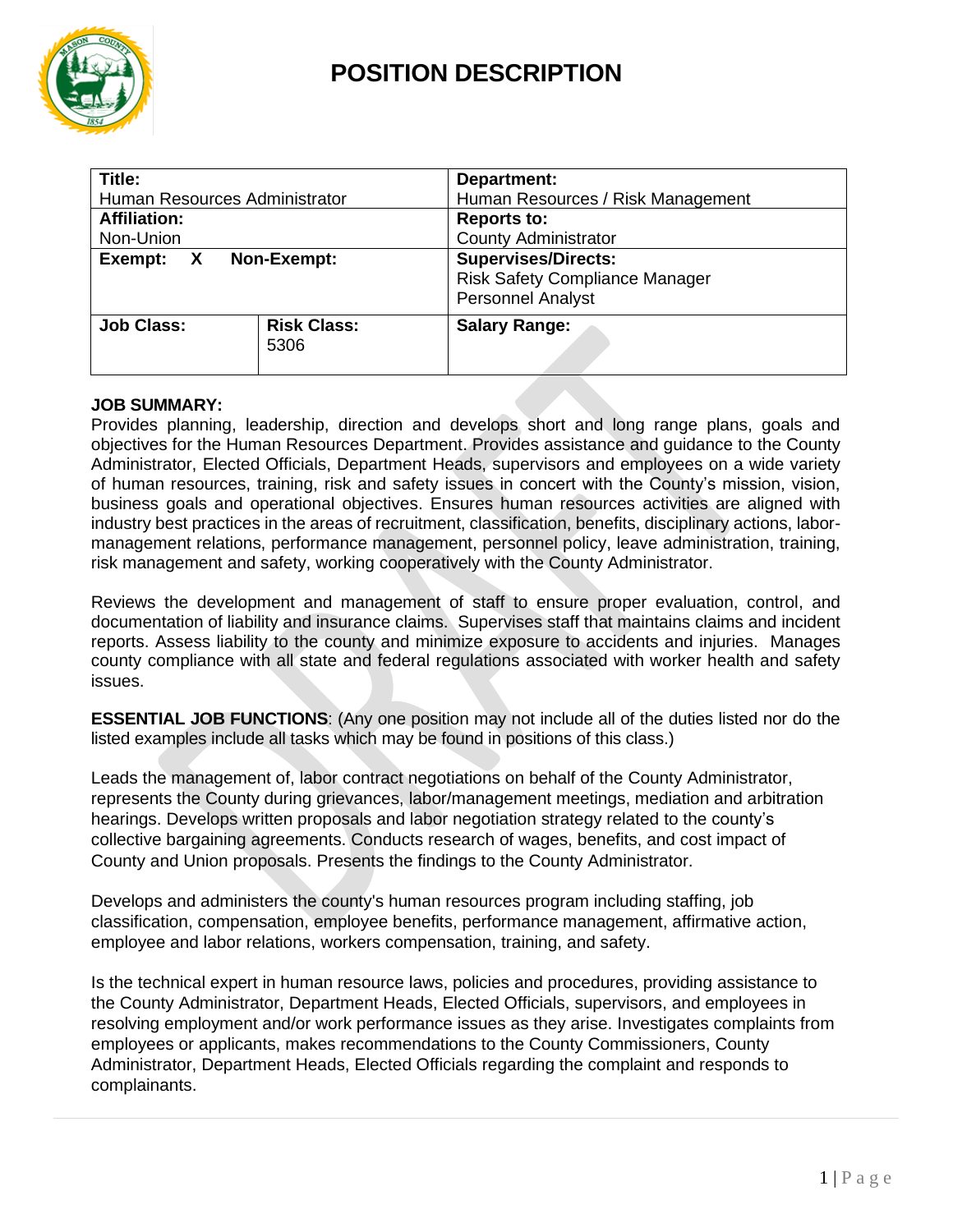# POSITION DESCRIPTION

| **Title:**<br>Human Resources Administrator | | **Department:**<br>Human Resources / Risk Management |
|---|---|---|
| **Affiliation:**<br>Non-Union | | **Reports to:**<br>County Administrator |
| **Exempt: X Non-Exempt:** | | **Supervises/Directs:**<br>Risk Safety Compliance Manager<br>Personnel Analyst |
| **Job Class:** | **Risk Class:**<br>5306 | **Salary Range:** |

**JOB SUMMARY:**
Provides planning, leadership, direction and develops short and long range plans, goals and objectives for the Human Resources Department. Provides assistance and guidance to the County Administrator, Elected Officials, Department Heads, supervisors and employees on a wide variety of human resources, training, risk and safety issues in concert with the County's mission, vision, business goals and operational objectives. Ensures human resources activities are aligned with industry best practices in the areas of recruitment, classification, benefits, disciplinary actions, labor-management relations, performance management, personnel policy, leave administration, training, risk management and safety, working cooperatively with the County Administrator.

Reviews the development and management of staff to ensure proper evaluation, control, and documentation of liability and insurance claims. Supervises staff that maintains claims and incident reports. Assess liability to the county and minimize exposure to accidents and injuries. Manages county compliance with all state and federal regulations associated with worker health and safety issues.

**ESSENTIAL JOB FUNCTIONS**: (Any one position may not include all of the duties listed nor do the listed examples include all tasks which may be found in positions of this class.)

Leads the management of, labor contract negotiations on behalf of the County Administrator, represents the County during grievances, labor/management meetings, mediation and arbitration hearings. Develops written proposals and labor negotiation strategy related to the county's collective bargaining agreements. Conducts research of wages, benefits, and cost impact of County and Union proposals. Presents the findings to the County Administrator.

Develops and administers the county's human resources program including staffing, job classification, compensation, employee benefits, performance management, affirmative action, employee and labor relations, workers compensation, training, and safety.

Is the technical expert in human resource laws, policies and procedures, providing assistance to the County Administrator, Department Heads, Elected Officials, supervisors, and employees in resolving employment and/or work performance issues as they arise. Investigates complaints from employees or applicants, makes recommendations to the County Commissioners, County Administrator, Department Heads, Elected Officials regarding the complaint and responds to complainants.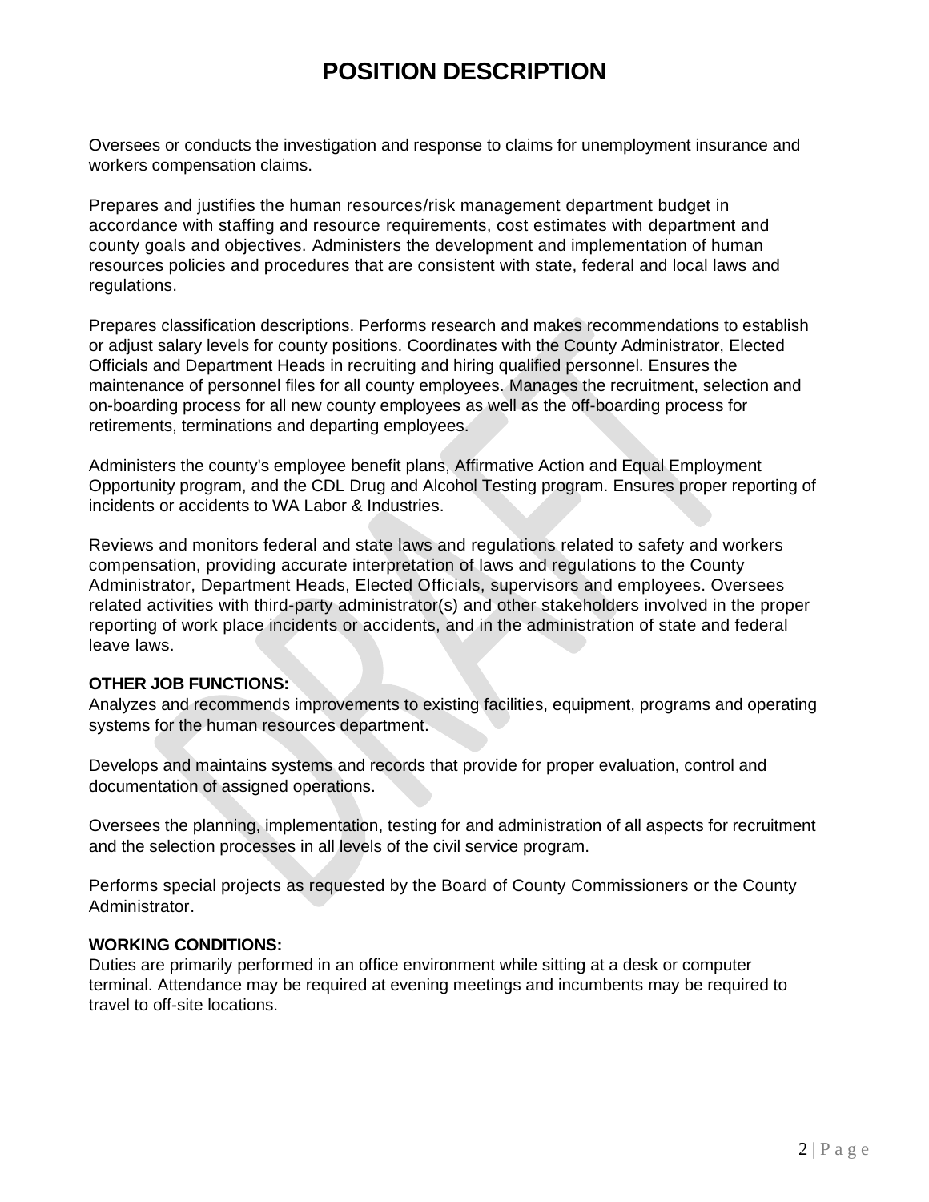# POSITION DESCRIPTION

Oversees or conducts the investigation and response to claims for unemployment insurance and workers compensation claims.

Prepares and justifies the human resources/risk management department budget in accordance with staffing and resource requirements, cost estimates with department and county goals and objectives. Administers the development and implementation of human resources policies and procedures that are consistent with state, federal and local laws and regulations.

Prepares classification descriptions. Performs research and makes recommendations to establish or adjust salary levels for county positions. Coordinates with the County Administrator, Elected Officials and Department Heads in recruiting and hiring qualified personnel. Ensures the maintenance of personnel files for all county employees. Manages the recruitment, selection and on-boarding process for all new county employees as well as the off-boarding process for retirements, terminations and departing employees.

Administers the county's employee benefit plans, Affirmative Action and Equal Employment Opportunity program, and the CDL Drug and Alcohol Testing program. Ensures proper reporting of incidents or accidents to WA Labor & Industries.

Reviews and monitors federal and state laws and regulations related to safety and workers compensation, providing accurate interpretation of laws and regulations to the County Administrator, Department Heads, Elected Officials, supervisors and employees. Oversees related activities with third-party administrator(s) and other stakeholders involved in the proper reporting of work place incidents or accidents, and in the administration of state and federal leave laws.

**OTHER JOB FUNCTIONS:**
Analyzes and recommends improvements to existing facilities, equipment, programs and operating systems for the human resources department.

Develops and maintains systems and records that provide for proper evaluation, control and documentation of assigned operations.

Oversees the planning, implementation, testing for and administration of all aspects for recruitment and the selection processes in all levels of the civil service program.

Performs special projects as requested by the Board of County Commissioners or the County Administrator.

**WORKING CONDITIONS:**
Duties are primarily performed in an office environment while sitting at a desk or computer terminal. Attendance may be required at evening meetings and incumbents may be required to travel to off-site locations.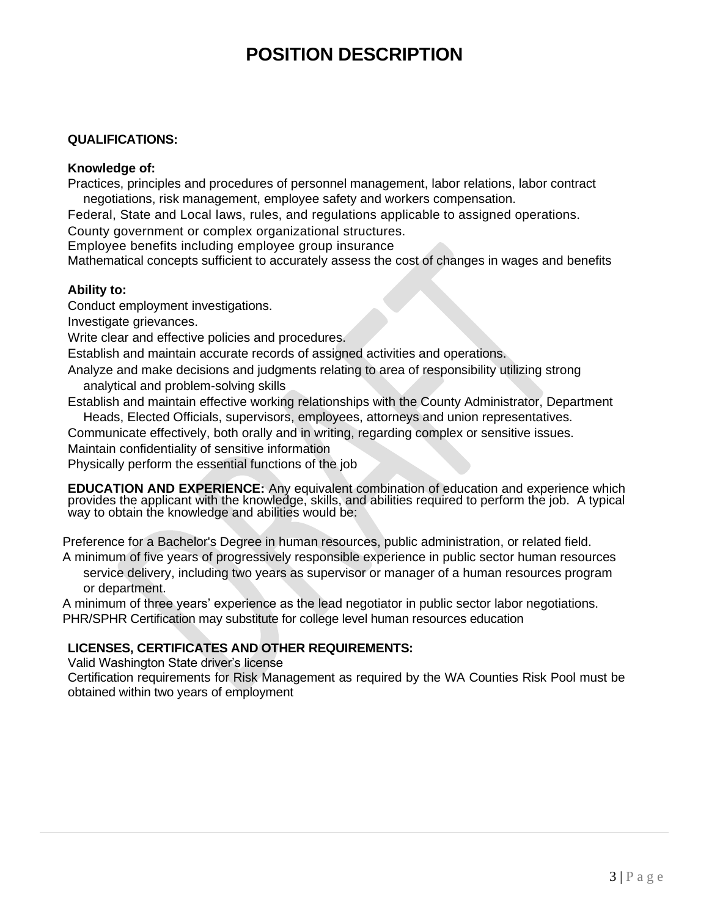# POSITION DESCRIPTION

**QUALIFICATIONS:**

**Knowledge of:**

Practices, principles and procedures of personnel management, labor relations, labor contract negotiations, risk management, employee safety and workers compensation.

Federal, State and Local laws, rules, and regulations applicable to assigned operations.

County government or complex organizational structures.

Employee benefits including employee group insurance

Mathematical concepts sufficient to accurately assess the cost of changes in wages and benefits

**Ability to:**

Conduct employment investigations.

Investigate grievances.

Write clear and effective policies and procedures.

Establish and maintain accurate records of assigned activities and operations.

Analyze and make decisions and judgments relating to area of responsibility utilizing strong analytical and problem-solving skills

Establish and maintain effective working relationships with the County Administrator, Department Heads, Elected Officials, supervisors, employees, attorneys and union representatives.

Communicate effectively, both orally and in writing, regarding complex or sensitive issues.

Maintain confidentiality of sensitive information

Physically perform the essential functions of the job

**EDUCATION AND EXPERIENCE:** Any equivalent combination of education and experience which provides the applicant with the knowledge, skills, and abilities required to perform the job. A typical way to obtain the knowledge and abilities would be:

Preference for a Bachelor's Degree in human resources, public administration, or related field.

A minimum of five years of progressively responsible experience in public sector human resources service delivery, including two years as supervisor or manager of a human resources program or department.

A minimum of three years' experience as the lead negotiator in public sector labor negotiations.

PHR/SPHR Certification may substitute for college level human resources education

**LICENSES, CERTIFICATES AND OTHER REQUIREMENTS:**

Valid Washington State driver's license

Certification requirements for Risk Management as required by the WA Counties Risk Pool must be obtained within two years of employment